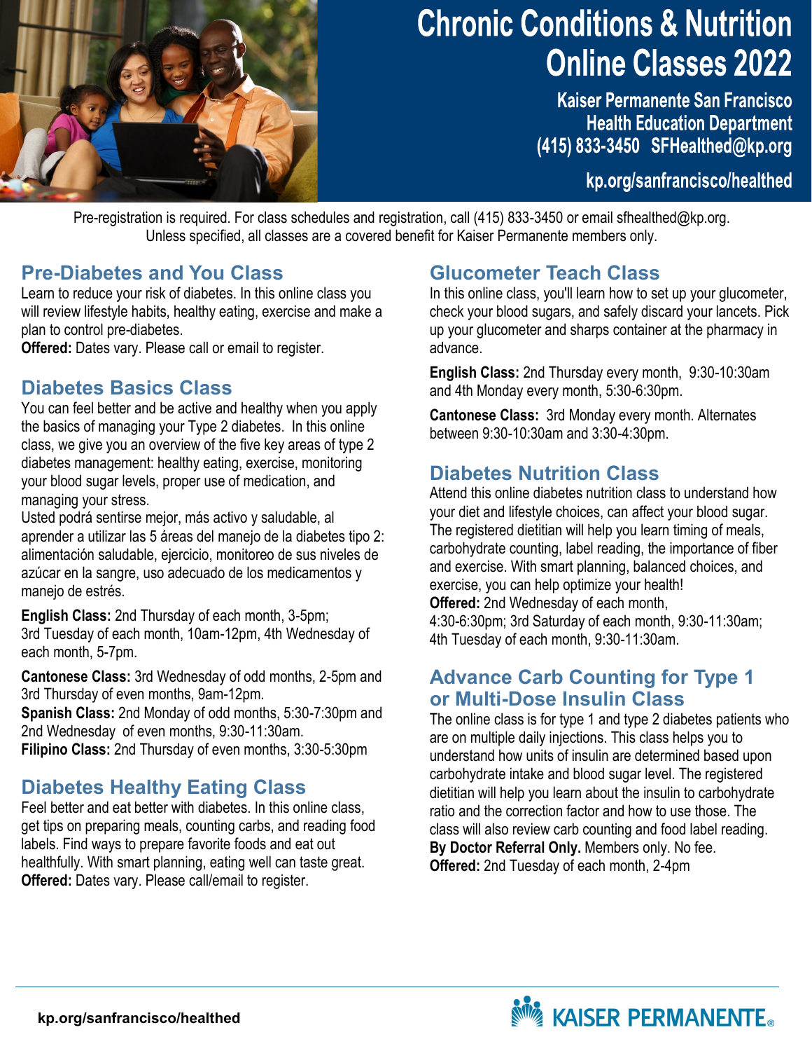# Chronic Conditions & Nutrition Online Classes 2022

**Kaiser Permanente San Francisco**
**Health Education Department**
**(415) 833-3450 SFHealthed@kp.org**

**kp.org/sanfrancisco/healthed**

Pre-registration is required. For class schedules and registration, call (415) 833-3450 or email sfhealthed@kp.org. Unless specified, all classes are a covered benefit for Kaiser Permanente members only.

## Pre-Diabetes and You Class

Learn to reduce your risk of diabetes. In this online class you will review lifestyle habits, healthy eating, exercise and make a plan to control pre-diabetes.

**Offered:** Dates vary. Please call or email to register.

## Diabetes Basics Class

You can feel better and be active and healthy when you apply the basics of managing your Type 2 diabetes. In this online class, we give you an overview of the five key areas of type 2 diabetes management: healthy eating, exercise, monitoring your blood sugar levels, proper use of medication, and managing your stress.

Usted podrá sentirse mejor, más activo y saludable, al aprender a utilizar las 5 áreas del manejo de la diabetes tipo 2: alimentación saludable, ejercicio, monitoreo de sus niveles de azúcar en la sangre, uso adecuado de los medicamentos y manejo de estrés.

**English Class:** 2nd Thursday of each month, 3-5pm; 3rd Tuesday of each month, 10am-12pm, 4th Wednesday of each month, 5-7pm.

**Cantonese Class:** 3rd Wednesday of odd months, 2-5pm and 3rd Thursday of even months, 9am-12pm.

**Spanish Class:** 2nd Monday of odd months, 5:30-7:30pm and 2nd Wednesday of even months, 9:30-11:30am.

**Filipino Class:** 2nd Thursday of even months, 3:30-5:30pm

## Diabetes Healthy Eating Class

Feel better and eat better with diabetes. In this online class, get tips on preparing meals, counting carbs, and reading food labels. Find ways to prepare favorite foods and eat out healthfully. With smart planning, eating well can taste great.

**Offered:** Dates vary. Please call/email to register.

## Glucometer Teach Class

In this online class, you'll learn how to set up your glucometer, check your blood sugars, and safely discard your lancets. Pick up your glucometer and sharps container at the pharmacy in advance.

**English Class:** 2nd Thursday every month, 9:30-10:30am and 4th Monday every month, 5:30-6:30pm.

**Cantonese Class:** 3rd Monday every month. Alternates between 9:30-10:30am and 3:30-4:30pm.

## Diabetes Nutrition Class

Attend this online diabetes nutrition class to understand how your diet and lifestyle choices, can affect your blood sugar. The registered dietitian will help you learn timing of meals, carbohydrate counting, label reading, the importance of fiber and exercise. With smart planning, balanced choices, and exercise, you can help optimize your health!

**Offered:** 2nd Wednesday of each month, 4:30-6:30pm; 3rd Saturday of each month, 9:30-11:30am; 4th Tuesday of each month, 9:30-11:30am.

## Advance Carb Counting for Type 1 or Multi-Dose Insulin Class

The online class is for type 1 and type 2 diabetes patients who are on multiple daily injections. This class helps you to understand how units of insulin are determined based upon carbohydrate intake and blood sugar level. The registered dietitian will help you learn about the insulin to carbohydrate ratio and the correction factor and how to use those. The class will also review carb counting and food label reading.

**By Doctor Referral Only.** Members only. No fee.

**Offered:** 2nd Tuesday of each month, 2-4pm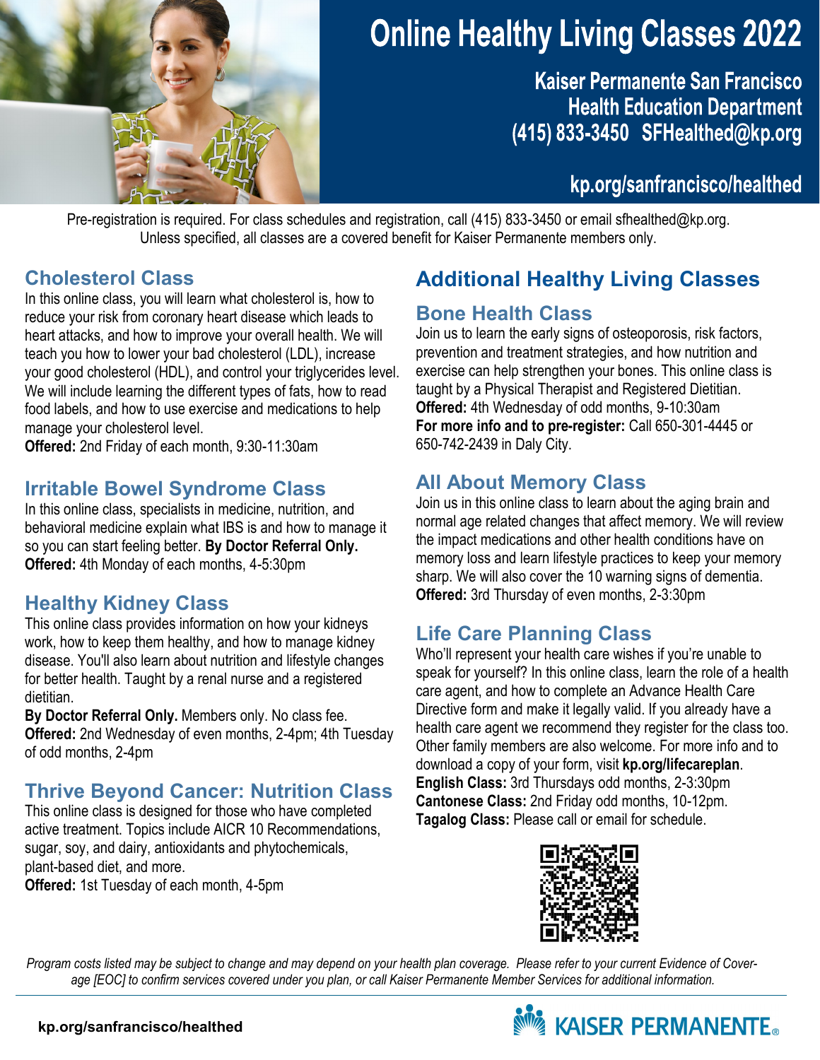# Online Healthy Living Classes 2022

## Kaiser Permanente San Francisco
## Health Education Department
## (415) 833-3450 SFHealthed@kp.org

## kp.org/sanfrancisco/healthed

Pre-registration is required. For class schedules and registration, call (415) 833-3450 or email sfhealthed@kp.org. Unless specified, all classes are a covered benefit for Kaiser Permanente members only.

### Cholesterol Class

In this online class, you will learn what cholesterol is, how to reduce your risk from coronary heart disease which leads to heart attacks, and how to improve your overall health. We will teach you how to lower your bad cholesterol (LDL), increase your good cholesterol (HDL), and control your triglycerides level. We will include learning the different types of fats, how to read food labels, and how to use exercise and medications to help manage your cholesterol level.
**Offered:** 2nd Friday of each month, 9:30-11:30am

### Irritable Bowel Syndrome Class

In this online class, specialists in medicine, nutrition, and behavioral medicine explain what IBS is and how to manage it so you can start feeling better. **By Doctor Referral Only.**
**Offered:** 4th Monday of each months, 4-5:30pm

### Healthy Kidney Class

This online class provides information on how your kidneys work, how to keep them healthy, and how to manage kidney disease. You'll also learn about nutrition and lifestyle changes for better health. Taught by a renal nurse and a registered dietitian.
**By Doctor Referral Only.** Members only. No class fee.
**Offered:** 2nd Wednesday of even months, 2-4pm; 4th Tuesday of odd months, 2-4pm

### Thrive Beyond Cancer: Nutrition Class

This online class is designed for those who have completed active treatment. Topics include AICR 10 Recommendations, sugar, soy, and dairy, antioxidants and phytochemicals, plant-based diet, and more.
**Offered:** 1st Tuesday of each month, 4-5pm

## Additional Healthy Living Classes

### Bone Health Class

Join us to learn the early signs of osteoporosis, risk factors, prevention and treatment strategies, and how nutrition and exercise can help strengthen your bones. This online class is taught by a Physical Therapist and Registered Dietitian.
**Offered:** 4th Wednesday of odd months, 9-10:30am
**For more info and to pre-register:** Call 650-301-4445 or 650-742-2439 in Daly City.

### All About Memory Class

Join us in this online class to learn about the aging brain and normal age related changes that affect memory. We will review the impact medications and other health conditions have on memory loss and learn lifestyle practices to keep your memory sharp. We will also cover the 10 warning signs of dementia.
**Offered:** 3rd Thursday of even months, 2-3:30pm

### Life Care Planning Class

Who'll represent your health care wishes if you're unable to speak for yourself? In this online class, learn the role of a health care agent, and how to complete an Advance Health Care Directive form and make it legally valid. If you already have a health care agent we recommend they register for the class too. Other family members are also welcome. For more info and to download a copy of your form, visit **kp.org/lifecareplan**.
**English Class:** 3rd Thursdays odd months, 2-3:30pm
**Cantonese Class:** 2nd Friday odd months, 10-12pm.
**Tagalog Class:** Please call or email for schedule.

*Program costs listed may be subject to change and may depend on your health plan coverage. Please refer to your current Evidence of Coverage [EOC] to confirm services covered under you plan, or call Kaiser Permanente Member Services for additional information.*

**kp.org/sanfrancisco/healthed**

KAISER PERMANENTE®